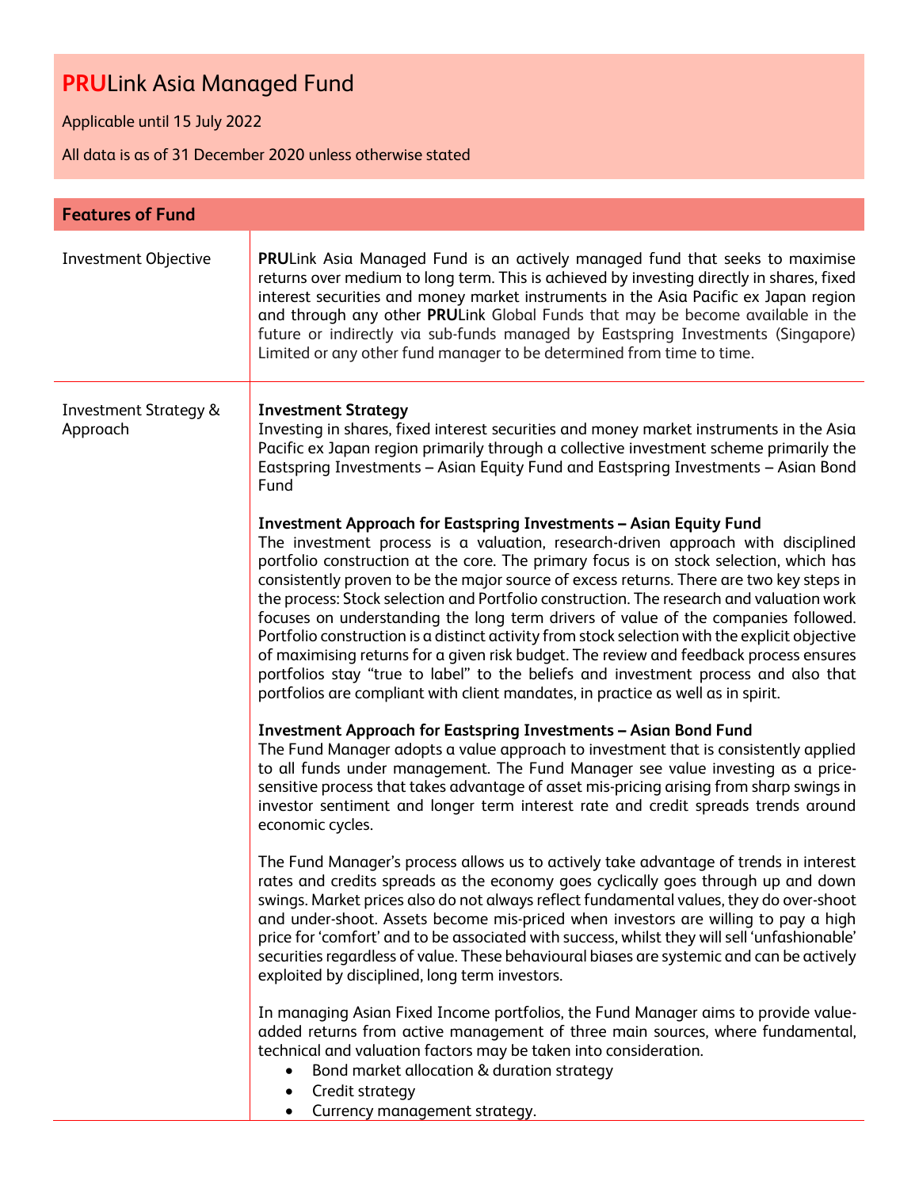# **PRU**Link Asia Managed Fund

Applicable until 15 July 2022

All data is as of 31 December 2020 unless otherwise stated

## Features of Fund

| | |
|---|---|
| Investment Objective | **PRU**Link Asia Managed Fund is an actively managed fund that seeks to maximise returns over medium to long term. This is achieved by investing directly in shares, fixed interest securities and money market instruments in the Asia Pacific ex Japan region and through any other **PRU**Link Global Funds that may be become available in the future or indirectly via sub-funds managed by Eastspring Investments (Singapore) Limited or any other fund manager to be determined from time to time. |
| Investment Strategy & Approach | **Investment Strategy**<br>Investing in shares, fixed interest securities and money market instruments in the Asia Pacific ex Japan region primarily through a collective investment scheme primarily the Eastspring Investments – Asian Equity Fund and Eastspring Investments – Asian Bond Fund<br><br>**Investment Approach for Eastspring Investments – Asian Equity Fund**<br>The investment process is a valuation, research-driven approach with disciplined portfolio construction at the core. The primary focus is on stock selection, which has consistently proven to be the major source of excess returns. There are two key steps in the process: Stock selection and Portfolio construction. The research and valuation work focuses on understanding the long term drivers of value of the companies followed. Portfolio construction is a distinct activity from stock selection with the explicit objective of maximising returns for a given risk budget. The review and feedback process ensures portfolios stay "true to label" to the beliefs and investment process and also that portfolios are compliant with client mandates, in practice as well as in spirit.<br><br>**Investment Approach for Eastspring Investments – Asian Bond Fund**<br>The Fund Manager adopts a value approach to investment that is consistently applied to all funds under management. The Fund Manager see value investing as a price-sensitive process that takes advantage of asset mis-pricing arising from sharp swings in investor sentiment and longer term interest rate and credit spreads trends around economic cycles.<br><br>The Fund Manager's process allows us to actively take advantage of trends in interest rates and credits spreads as the economy goes cyclically goes through up and down swings. Market prices also do not always reflect fundamental values, they do over-shoot and under-shoot. Assets become mis-priced when investors are willing to pay a high price for 'comfort' and to be associated with success, whilst they will sell 'unfashionable' securities regardless of value. These behavioural biases are systemic and can be actively exploited by disciplined, long term investors.<br><br>In managing Asian Fixed Income portfolios, the Fund Manager aims to provide value-added returns from active management of three main sources, where fundamental, technical and valuation factors may be taken into consideration.<br>• Bond market allocation & duration strategy<br>• Credit strategy<br>• Currency management strategy. |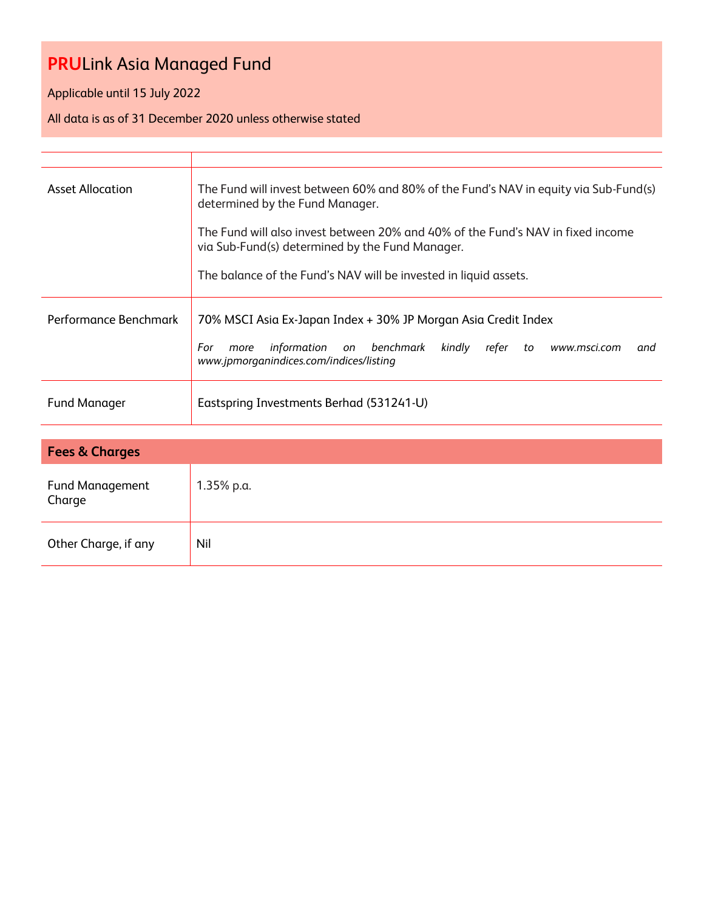# PRULink Asia Managed Fund

Applicable until 15 July 2022

All data is as of 31 December 2020 unless otherwise stated

| | |
|---|---|
| Asset Allocation | The Fund will invest between 60% and 80% of the Fund's NAV in equity via Sub-Fund(s) determined by the Fund Manager.<br><br>The Fund will also invest between 20% and 40% of the Fund's NAV in fixed income via Sub-Fund(s) determined by the Fund Manager.<br><br>The balance of the Fund's NAV will be invested in liquid assets. |
| Performance Benchmark | 70% MSCI Asia Ex-Japan Index + 30% JP Morgan Asia Credit Index<br><br>*For more information on benchmark kindly refer to www.msci.com and www.jpmorganindices.com/indices/listing* |
| Fund Manager | Eastspring Investments Berhad (531241-U) |

## Fees & Charges

| | |
|---|---|
| Fund Management Charge | 1.35% p.a. |
| Other Charge, if any | Nil |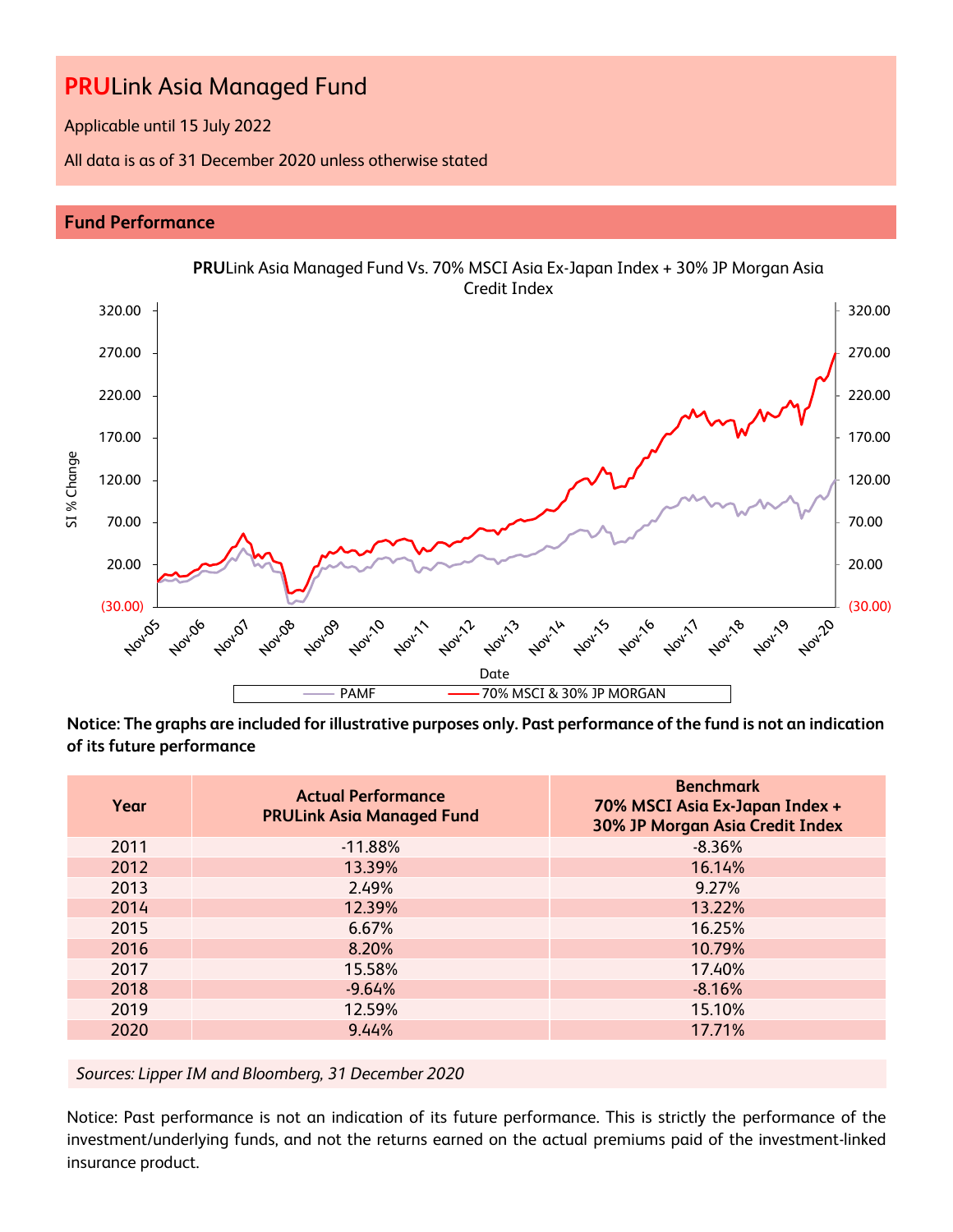# PRULink Asia Managed Fund

Applicable until 15 July 2022

All data is as of 31 December 2020 unless otherwise stated

## Fund Performance

**PRU**Link Asia Managed Fund Vs. 70% MSCI Asia Ex-Japan Index + 30% JP Morgan Asia Credit Index

**Notice: The graphs are included for illustrative purposes only. Past performance of the fund is not an indication of its future performance**

| Year | Actual Performance PRULink Asia Managed Fund | Benchmark 70% MSCI Asia Ex-Japan Index + 30% JP Morgan Asia Credit Index |
|---|---|---|
| 2011 | -11.88% | -8.36% |
| 2012 | 13.39% | 16.14% |
| 2013 | 2.49% | 9.27% |
| 2014 | 12.39% | 13.22% |
| 2015 | 6.67% | 16.25% |
| 2016 | 8.20% | 10.79% |
| 2017 | 15.58% | 17.40% |
| 2018 | -9.64% | -8.16% |
| 2019 | 12.59% | 15.10% |
| 2020 | 9.44% | 17.71% |

*Sources: Lipper IM and Bloomberg, 31 December 2020*

Notice: Past performance is not an indication of its future performance. This is strictly the performance of the investment/underlying funds, and not the returns earned on the actual premiums paid of the investment-linked insurance product.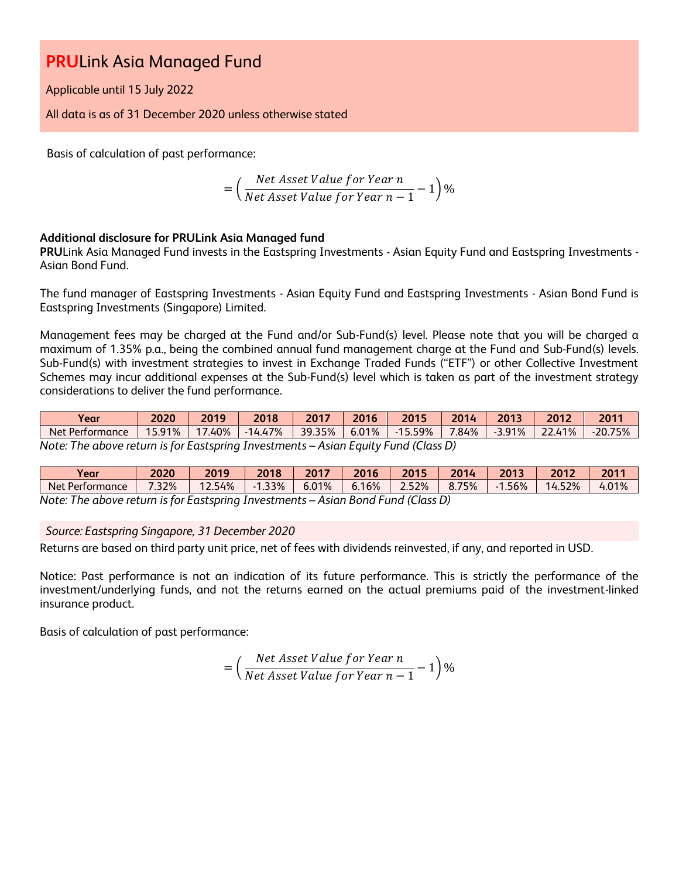# **PRU**Link Asia Managed Fund

Applicable until 15 July 2022

All data is as of 31 December 2020 unless otherwise stated

Basis of calculation of past performance:

$$= \left( \frac{Net\ Asset\ Value\ for\ Year\ n}{Net\ Asset\ Value\ for\ Year\ n-1} - 1 \right)\%$$

**Additional disclosure for PRULink Asia Managed fund**

**PRU**Link Asia Managed Fund invests in the Eastspring Investments - Asian Equity Fund and Eastspring Investments - Asian Bond Fund.

The fund manager of Eastspring Investments - Asian Equity Fund and Eastspring Investments - Asian Bond Fund is Eastspring Investments (Singapore) Limited.

Management fees may be charged at the Fund and/or Sub-Fund(s) level. Please note that you will be charged a maximum of 1.35% p.a., being the combined annual fund management charge at the Fund and Sub-Fund(s) levels. Sub-Fund(s) with investment strategies to invest in Exchange Traded Funds ("ETF") or other Collective Investment Schemes may incur additional expenses at the Sub-Fund(s) level which is taken as part of the investment strategy considerations to deliver the fund performance.

| Year | 2020 | 2019 | 2018 | 2017 | 2016 | 2015 | 2014 | 2013 | 2012 | 2011 |
|---|---|---|---|---|---|---|---|---|---|---|
| Net Performance | 15.91% | 17.40% | -14.47% | 39.35% | 6.01% | -15.59% | 7.84% | -3.91% | 22.41% | -20.75% |

*Note: The above return is for Eastspring Investments – Asian Equity Fund (Class D)*

| Year | 2020 | 2019 | 2018 | 2017 | 2016 | 2015 | 2014 | 2013 | 2012 | 2011 |
|---|---|---|---|---|---|---|---|---|---|---|
| Net Performance | 7.32% | 12.54% | -1.33% | 6.01% | 6.16% | 2.52% | 8.75% | -1.56% | 14.52% | 4.01% |

*Note: The above return is for Eastspring Investments – Asian Bond Fund (Class D)*

*Source: Eastspring Singapore, 31 December 2020*

Returns are based on third party unit price, net of fees with dividends reinvested, if any, and reported in USD.

Notice: Past performance is not an indication of its future performance. This is strictly the performance of the investment/underlying funds, and not the returns earned on the actual premiums paid of the investment-linked insurance product.

Basis of calculation of past performance:

$$= \left( \frac{Net\ Asset\ Value\ for\ Year\ n}{Net\ Asset\ Value\ for\ Year\ n-1} - 1 \right)\%$$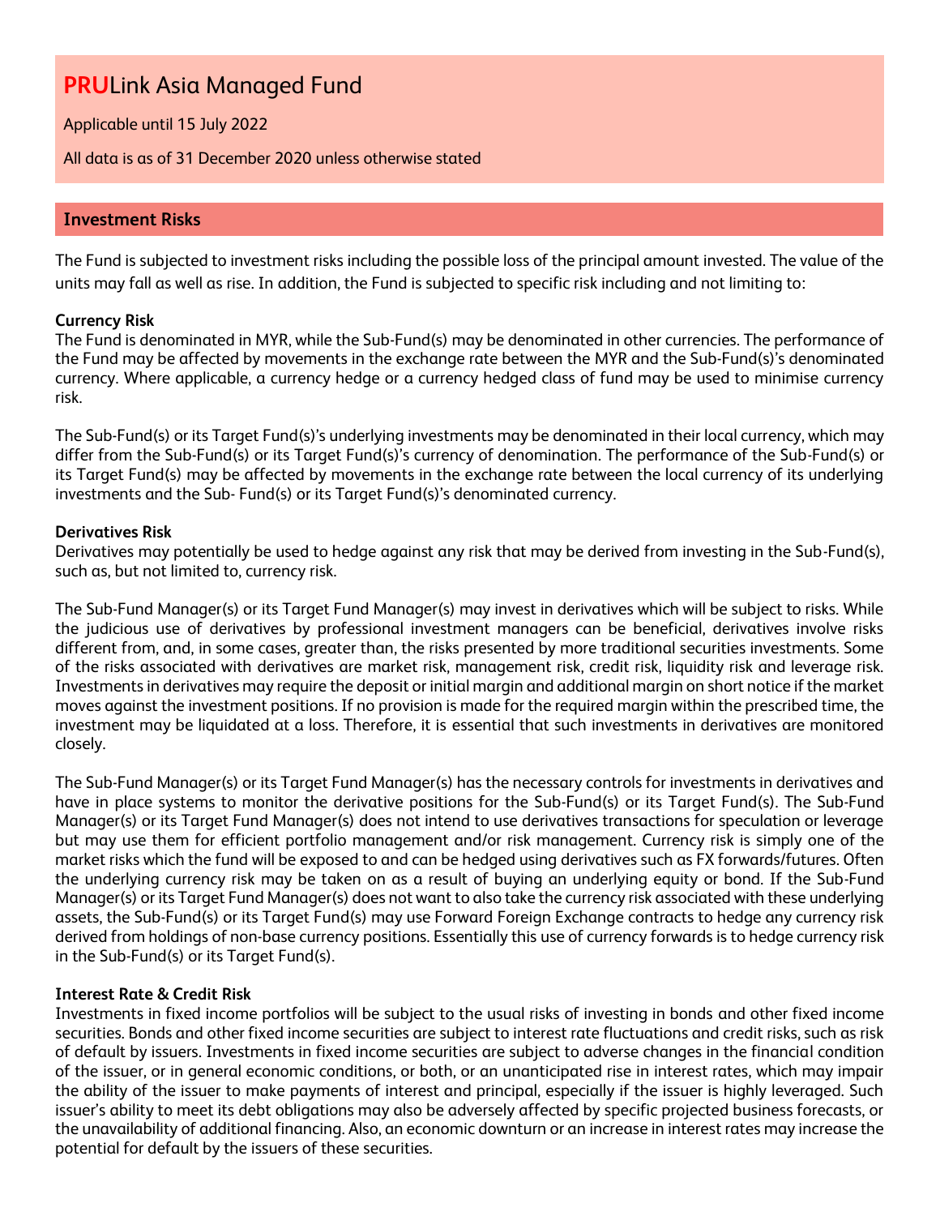# **PRU**Link Asia Managed Fund

Applicable until 15 July 2022

All data is as of 31 December 2020 unless otherwise stated

## Investment Risks

The Fund is subjected to investment risks including the possible loss of the principal amount invested. The value of the units may fall as well as rise. In addition, the Fund is subjected to specific risk including and not limiting to:

**Currency Risk**

The Fund is denominated in MYR, while the Sub-Fund(s) may be denominated in other currencies. The performance of the Fund may be affected by movements in the exchange rate between the MYR and the Sub-Fund(s)'s denominated currency. Where applicable, a currency hedge or a currency hedged class of fund may be used to minimise currency risk.

The Sub-Fund(s) or its Target Fund(s)'s underlying investments may be denominated in their local currency, which may differ from the Sub-Fund(s) or its Target Fund(s)'s currency of denomination. The performance of the Sub-Fund(s) or its Target Fund(s) may be affected by movements in the exchange rate between the local currency of its underlying investments and the Sub- Fund(s) or its Target Fund(s)'s denominated currency.

**Derivatives Risk**

Derivatives may potentially be used to hedge against any risk that may be derived from investing in the Sub-Fund(s), such as, but not limited to, currency risk.

The Sub-Fund Manager(s) or its Target Fund Manager(s) may invest in derivatives which will be subject to risks. While the judicious use of derivatives by professional investment managers can be beneficial, derivatives involve risks different from, and, in some cases, greater than, the risks presented by more traditional securities investments. Some of the risks associated with derivatives are market risk, management risk, credit risk, liquidity risk and leverage risk. Investments in derivatives may require the deposit or initial margin and additional margin on short notice if the market moves against the investment positions. If no provision is made for the required margin within the prescribed time, the investment may be liquidated at a loss. Therefore, it is essential that such investments in derivatives are monitored closely.

The Sub-Fund Manager(s) or its Target Fund Manager(s) has the necessary controls for investments in derivatives and have in place systems to monitor the derivative positions for the Sub-Fund(s) or its Target Fund(s). The Sub-Fund Manager(s) or its Target Fund Manager(s) does not intend to use derivatives transactions for speculation or leverage but may use them for efficient portfolio management and/or risk management. Currency risk is simply one of the market risks which the fund will be exposed to and can be hedged using derivatives such as FX forwards/futures. Often the underlying currency risk may be taken on as a result of buying an underlying equity or bond. If the Sub-Fund Manager(s) or its Target Fund Manager(s) does not want to also take the currency risk associated with these underlying assets, the Sub-Fund(s) or its Target Fund(s) may use Forward Foreign Exchange contracts to hedge any currency risk derived from holdings of non-base currency positions. Essentially this use of currency forwards is to hedge currency risk in the Sub-Fund(s) or its Target Fund(s).

**Interest Rate & Credit Risk**

Investments in fixed income portfolios will be subject to the usual risks of investing in bonds and other fixed income securities. Bonds and other fixed income securities are subject to interest rate fluctuations and credit risks, such as risk of default by issuers. Investments in fixed income securities are subject to adverse changes in the financial condition of the issuer, or in general economic conditions, or both, or an unanticipated rise in interest rates, which may impair the ability of the issuer to make payments of interest and principal, especially if the issuer is highly leveraged. Such issuer's ability to meet its debt obligations may also be adversely affected by specific projected business forecasts, or the unavailability of additional financing. Also, an economic downturn or an increase in interest rates may increase the potential for default by the issuers of these securities.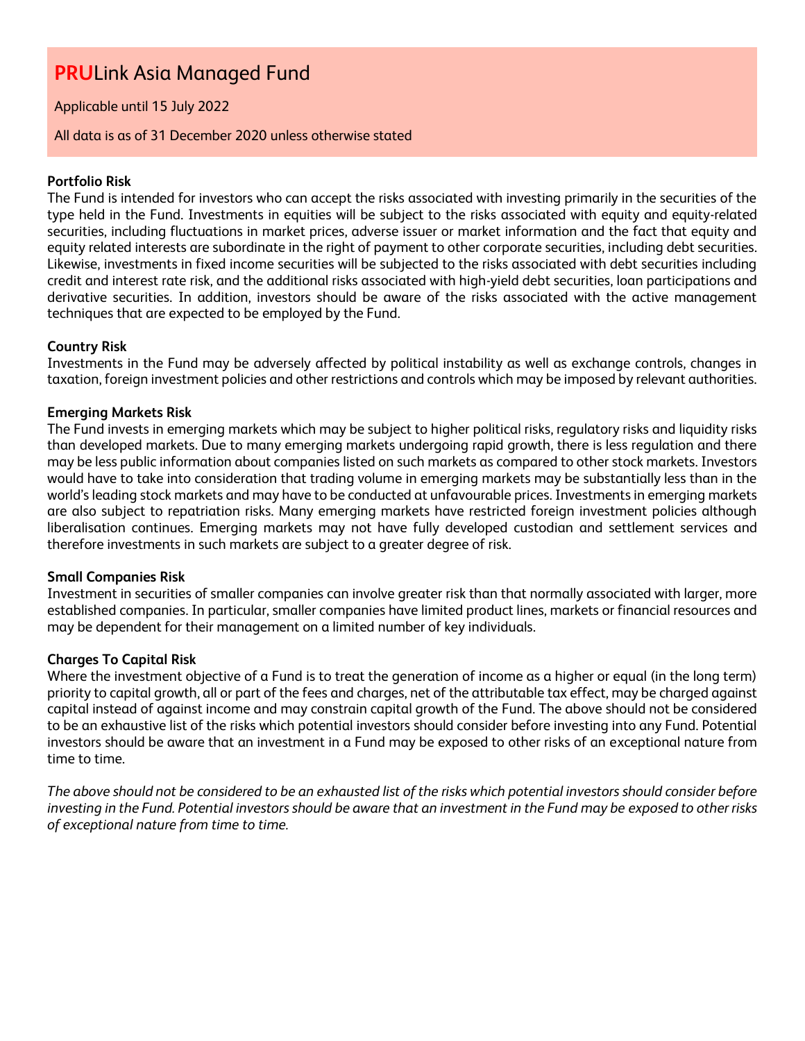# **PRU**Link Asia Managed Fund

Applicable until 15 July 2022

All data is as of 31 December 2020 unless otherwise stated

**Portfolio Risk**

The Fund is intended for investors who can accept the risks associated with investing primarily in the securities of the type held in the Fund. Investments in equities will be subject to the risks associated with equity and equity-related securities, including fluctuations in market prices, adverse issuer or market information and the fact that equity and equity related interests are subordinate in the right of payment to other corporate securities, including debt securities. Likewise, investments in fixed income securities will be subjected to the risks associated with debt securities including credit and interest rate risk, and the additional risks associated with high-yield debt securities, loan participations and derivative securities. In addition, investors should be aware of the risks associated with the active management techniques that are expected to be employed by the Fund.

**Country Risk**

Investments in the Fund may be adversely affected by political instability as well as exchange controls, changes in taxation, foreign investment policies and other restrictions and controls which may be imposed by relevant authorities.

**Emerging Markets Risk**

The Fund invests in emerging markets which may be subject to higher political risks, regulatory risks and liquidity risks than developed markets. Due to many emerging markets undergoing rapid growth, there is less regulation and there may be less public information about companies listed on such markets as compared to other stock markets. Investors would have to take into consideration that trading volume in emerging markets may be substantially less than in the world's leading stock markets and may have to be conducted at unfavourable prices. Investments in emerging markets are also subject to repatriation risks. Many emerging markets have restricted foreign investment policies although liberalisation continues. Emerging markets may not have fully developed custodian and settlement services and therefore investments in such markets are subject to a greater degree of risk.

**Small Companies Risk**

Investment in securities of smaller companies can involve greater risk than that normally associated with larger, more established companies. In particular, smaller companies have limited product lines, markets or financial resources and may be dependent for their management on a limited number of key individuals.

**Charges To Capital Risk**

Where the investment objective of a Fund is to treat the generation of income as a higher or equal (in the long term) priority to capital growth, all or part of the fees and charges, net of the attributable tax effect, may be charged against capital instead of against income and may constrain capital growth of the Fund. The above should not be considered to be an exhaustive list of the risks which potential investors should consider before investing into any Fund. Potential investors should be aware that an investment in a Fund may be exposed to other risks of an exceptional nature from time to time.

*The above should not be considered to be an exhausted list of the risks which potential investors should consider before investing in the Fund. Potential investors should be aware that an investment in the Fund may be exposed to other risks of exceptional nature from time to time.*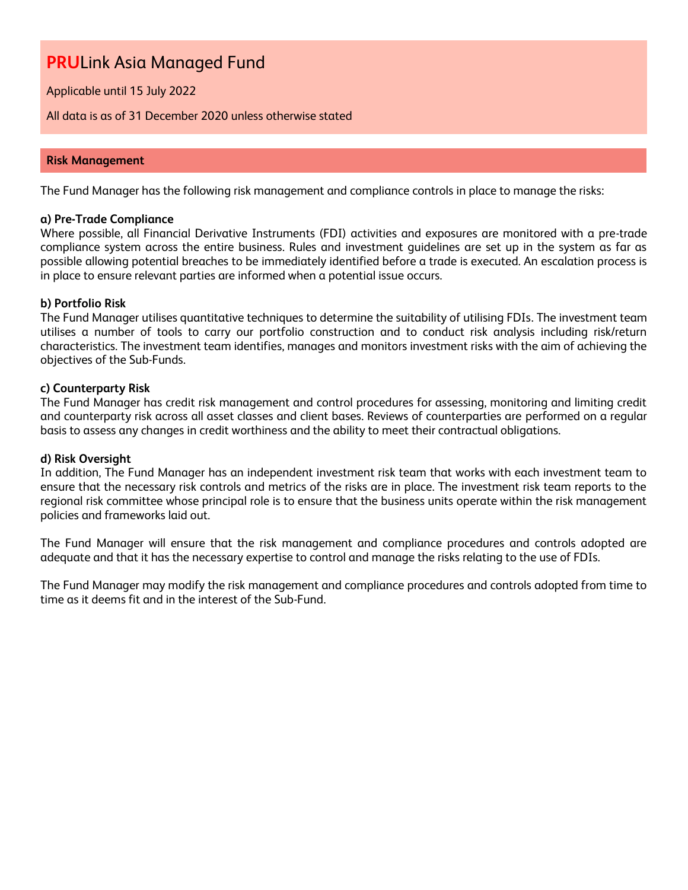# PRULink Asia Managed Fund

Applicable until 15 July 2022

All data is as of 31 December 2020 unless otherwise stated

## Risk Management

The Fund Manager has the following risk management and compliance controls in place to manage the risks:

**a) Pre-Trade Compliance**
Where possible, all Financial Derivative Instruments (FDI) activities and exposures are monitored with a pre-trade compliance system across the entire business. Rules and investment guidelines are set up in the system as far as possible allowing potential breaches to be immediately identified before a trade is executed. An escalation process is in place to ensure relevant parties are informed when a potential issue occurs.

**b) Portfolio Risk**
The Fund Manager utilises quantitative techniques to determine the suitability of utilising FDIs. The investment team utilises a number of tools to carry our portfolio construction and to conduct risk analysis including risk/return characteristics. The investment team identifies, manages and monitors investment risks with the aim of achieving the objectives of the Sub-Funds.

**c) Counterparty Risk**
The Fund Manager has credit risk management and control procedures for assessing, monitoring and limiting credit and counterparty risk across all asset classes and client bases. Reviews of counterparties are performed on a regular basis to assess any changes in credit worthiness and the ability to meet their contractual obligations.

**d) Risk Oversight**
In addition, The Fund Manager has an independent investment risk team that works with each investment team to ensure that the necessary risk controls and metrics of the risks are in place. The investment risk team reports to the regional risk committee whose principal role is to ensure that the business units operate within the risk management policies and frameworks laid out.

The Fund Manager will ensure that the risk management and compliance procedures and controls adopted are adequate and that it has the necessary expertise to control and manage the risks relating to the use of FDIs.

The Fund Manager may modify the risk management and compliance procedures and controls adopted from time to time as it deems fit and in the interest of the Sub-Fund.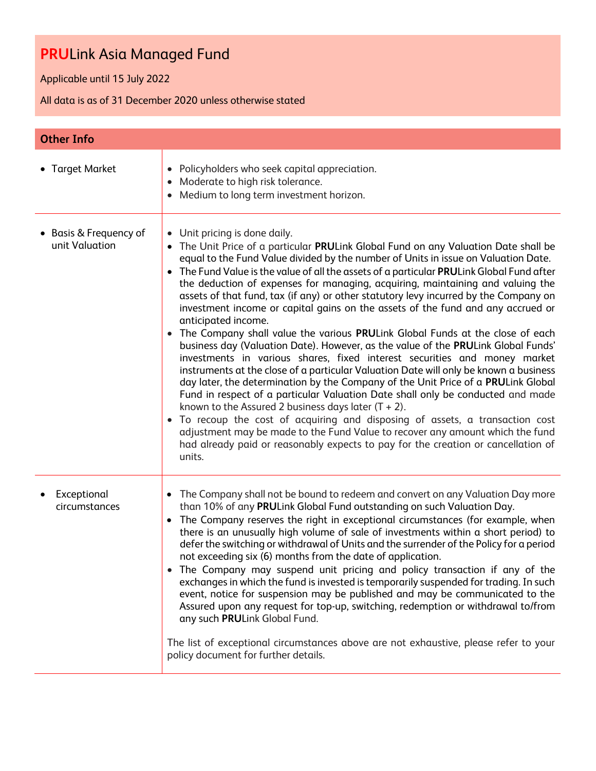# **PRU**Link Asia Managed Fund

Applicable until 15 July 2022

All data is as of 31 December 2020 unless otherwise stated

## Other Info

| | |
|---|---|
| • Target Market | • Policyholders who seek capital appreciation.<br>• Moderate to high risk tolerance.<br>• Medium to long term investment horizon. |
| • Basis & Frequency of unit Valuation | • Unit pricing is done daily.<br>• The Unit Price of a particular **PRU**Link Global Fund on any Valuation Date shall be equal to the Fund Value divided by the number of Units in issue on Valuation Date.<br>• The Fund Value is the value of all the assets of a particular **PRU**Link Global Fund after the deduction of expenses for managing, acquiring, maintaining and valuing the assets of that fund, tax (if any) or other statutory levy incurred by the Company on investment income or capital gains on the assets of the fund and any accrued or anticipated income.<br>• The Company shall value the various **PRU**Link Global Funds at the close of each business day (Valuation Date). However, as the value of the **PRU**Link Global Funds' investments in various shares, fixed interest securities and money market instruments at the close of a particular Valuation Date will only be known a business day later, the determination by the Company of the Unit Price of a **PRU**Link Global Fund in respect of a particular Valuation Date shall only be conducted and made known to the Assured 2 business days later (T + 2).<br>• To recoup the cost of acquiring and disposing of assets, a transaction cost adjustment may be made to the Fund Value to recover any amount which the fund had already paid or reasonably expects to pay for the creation or cancellation of units. |
| • Exceptional circumstances | • The Company shall not be bound to redeem and convert on any Valuation Day more than 10% of any **PRU**Link Global Fund outstanding on such Valuation Day.<br>• The Company reserves the right in exceptional circumstances (for example, when there is an unusually high volume of sale of investments within a short period) to defer the switching or withdrawal of Units and the surrender of the Policy for a period not exceeding six (6) months from the date of application.<br>• The Company may suspend unit pricing and policy transaction if any of the exchanges in which the fund is invested is temporarily suspended for trading. In such event, notice for suspension may be published and may be communicated to the Assured upon any request for top-up, switching, redemption or withdrawal to/from any such **PRU**Link Global Fund.<br><br>The list of exceptional circumstances above are not exhaustive, please refer to your policy document for further details. |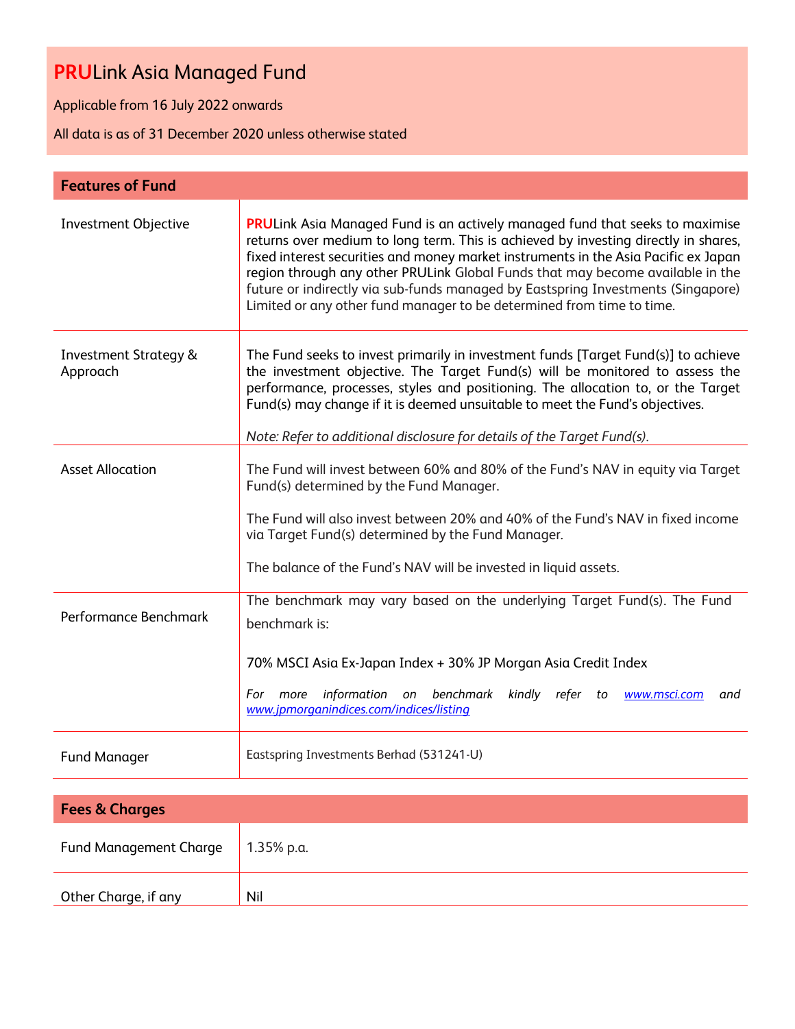# **PRU**Link Asia Managed Fund

Applicable from 16 July 2022 onwards

All data is as of 31 December 2020 unless otherwise stated

| **Features of Fund** | |
|---|---|
| Investment Objective | **PRU**Link Asia Managed Fund is an actively managed fund that seeks to maximise returns over medium to long term. This is achieved by investing directly in shares, fixed interest securities and money market instruments in the Asia Pacific ex Japan region through any other PRULink Global Funds that may become available in the future or indirectly via sub-funds managed by Eastspring Investments (Singapore) Limited or any other fund manager to be determined from time to time. |
| Investment Strategy & Approach | The Fund seeks to invest primarily in investment funds [Target Fund(s)] to achieve the investment objective. The Target Fund(s) will be monitored to assess the performance, processes, styles and positioning. The allocation to, or the Target Fund(s) may change if it is deemed unsuitable to meet the Fund's objectives.<br><br>*Note: Refer to additional disclosure for details of the Target Fund(s).* |
| Asset Allocation | The Fund will invest between 60% and 80% of the Fund's NAV in equity via Target Fund(s) determined by the Fund Manager.<br><br>The Fund will also invest between 20% and 40% of the Fund's NAV in fixed income via Target Fund(s) determined by the Fund Manager.<br><br>The balance of the Fund's NAV will be invested in liquid assets. |
| Performance Benchmark | The benchmark may vary based on the underlying Target Fund(s). The Fund benchmark is:<br><br>70% MSCI Asia Ex-Japan Index + 30% JP Morgan Asia Credit Index<br><br>*For more information on benchmark kindly refer to [www.msci.com](www.msci.com) and [www.jpmorganindices.com/indices/listing](www.jpmorganindices.com/indices/listing)* |
| Fund Manager | Eastspring Investments Berhad (531241-U) |

| **Fees & Charges** | |
|---|---|
| Fund Management Charge | 1.35% p.a. |
| Other Charge, if any | Nil |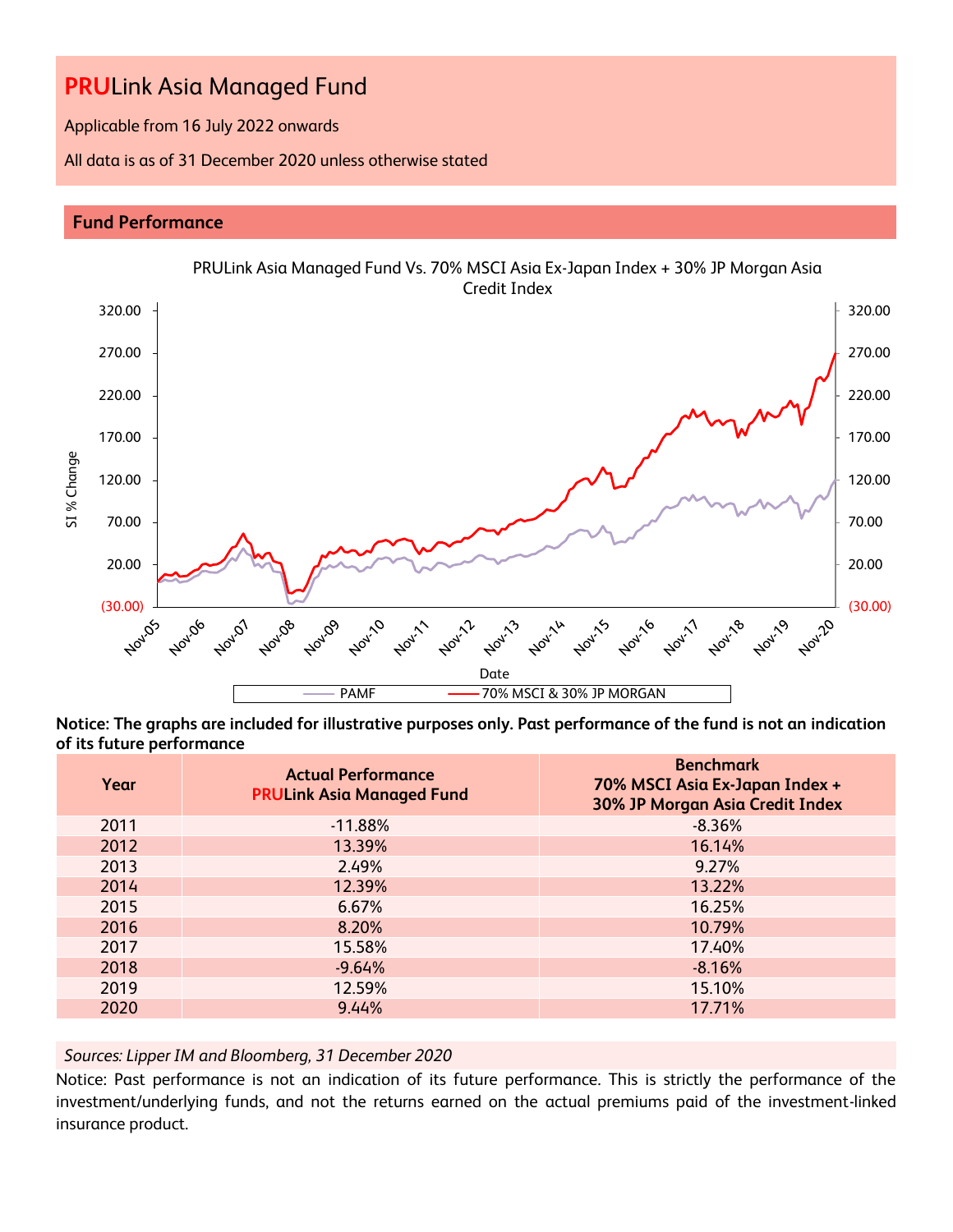# **PRU**Link Asia Managed Fund

Applicable from 16 July 2022 onwards

All data is as of 31 December 2020 unless otherwise stated

## Fund Performance

PRULink Asia Managed Fund Vs. 70% MSCI Asia Ex-Japan Index + 30% JP Morgan Asia Credit Index

**Notice: The graphs are included for illustrative purposes only. Past performance of the fund is not an indication of its future performance**

| Year | Actual Performance<br>**PRU**Link Asia Managed Fund | Benchmark<br>70% MSCI Asia Ex-Japan Index +<br>30% JP Morgan Asia Credit Index |
|---|---|---|
| 2011 | -11.88% | -8.36% |
| 2012 | 13.39% | 16.14% |
| 2013 | 2.49% | 9.27% |
| 2014 | 12.39% | 13.22% |
| 2015 | 6.67% | 16.25% |
| 2016 | 8.20% | 10.79% |
| 2017 | 15.58% | 17.40% |
| 2018 | -9.64% | -8.16% |
| 2019 | 12.59% | 15.10% |
| 2020 | 9.44% | 17.71% |

*Sources: Lipper IM and Bloomberg, 31 December 2020*

Notice: Past performance is not an indication of its future performance. This is strictly the performance of the investment/underlying funds, and not the returns earned on the actual premiums paid of the investment-linked insurance product.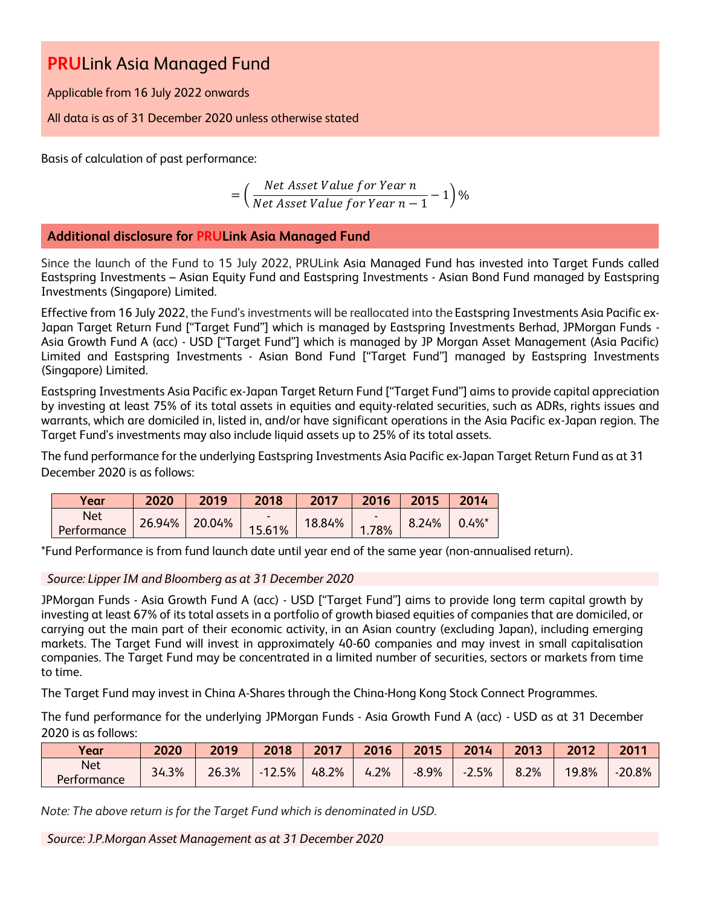# PRULink Asia Managed Fund

Applicable from 16 July 2022 onwards

All data is as of 31 December 2020 unless otherwise stated

Basis of calculation of past performance:

$$= \left( \frac{Net\ Asset\ Value\ for\ Year\ n}{Net\ Asset\ Value\ for\ Year\ n-1} - 1 \right)\%$$

## Additional disclosure for PRULink Asia Managed Fund

Since the launch of the Fund to 15 July 2022, PRULink Asia Managed Fund has invested into Target Funds called Eastspring Investments – Asian Equity Fund and Eastspring Investments - Asian Bond Fund managed by Eastspring Investments (Singapore) Limited.

Effective from 16 July 2022, the Fund's investments will be reallocated into the Eastspring Investments Asia Pacific ex-Japan Target Return Fund ["Target Fund"] which is managed by Eastspring Investments Berhad, JPMorgan Funds - Asia Growth Fund A (acc) - USD ["Target Fund"] which is managed by JP Morgan Asset Management (Asia Pacific) Limited and Eastspring Investments - Asian Bond Fund ["Target Fund"] managed by Eastspring Investments (Singapore) Limited.

Eastspring Investments Asia Pacific ex-Japan Target Return Fund ["Target Fund"] aims to provide capital appreciation by investing at least 75% of its total assets in equities and equity-related securities, such as ADRs, rights issues and warrants, which are domiciled in, listed in, and/or have significant operations in the Asia Pacific ex-Japan region. The Target Fund's investments may also include liquid assets up to 25% of its total assets.

The fund performance for the underlying Eastspring Investments Asia Pacific ex-Japan Target Return Fund as at 31 December 2020 is as follows:

| Year | 2020 | 2019 | 2018 | 2017 | 2016 | 2015 | 2014 |
|---|---|---|---|---|---|---|---|
| Net Performance | 26.94% | 20.04% | -15.61% | 18.84% | -1.78% | 8.24% | 0.4%* |

*Fund Performance is from fund launch date until year end of the same year (non-annualised return).

*Source: Lipper IM and Bloomberg as at 31 December 2020*

JPMorgan Funds - Asia Growth Fund A (acc) - USD ["Target Fund"] aims to provide long term capital growth by investing at least 67% of its total assets in a portfolio of growth biased equities of companies that are domiciled, or carrying out the main part of their economic activity, in an Asian country (excluding Japan), including emerging markets. The Target Fund will invest in approximately 40-60 companies and may invest in small capitalisation companies. The Target Fund may be concentrated in a limited number of securities, sectors or markets from time to time.

The Target Fund may invest in China A-Shares through the China-Hong Kong Stock Connect Programmes.

The fund performance for the underlying JPMorgan Funds - Asia Growth Fund A (acc) - USD as at 31 December 2020 is as follows:

| Year | 2020 | 2019 | 2018 | 2017 | 2016 | 2015 | 2014 | 2013 | 2012 | 2011 |
|---|---|---|---|---|---|---|---|---|---|---|
| Net Performance | 34.3% | 26.3% | -12.5% | 48.2% | 4.2% | -8.9% | -2.5% | 8.2% | 19.8% | -20.8% |

*Note: The above return is for the Target Fund which is denominated in USD.*

*Source: J.P.Morgan Asset Management as at 31 December 2020*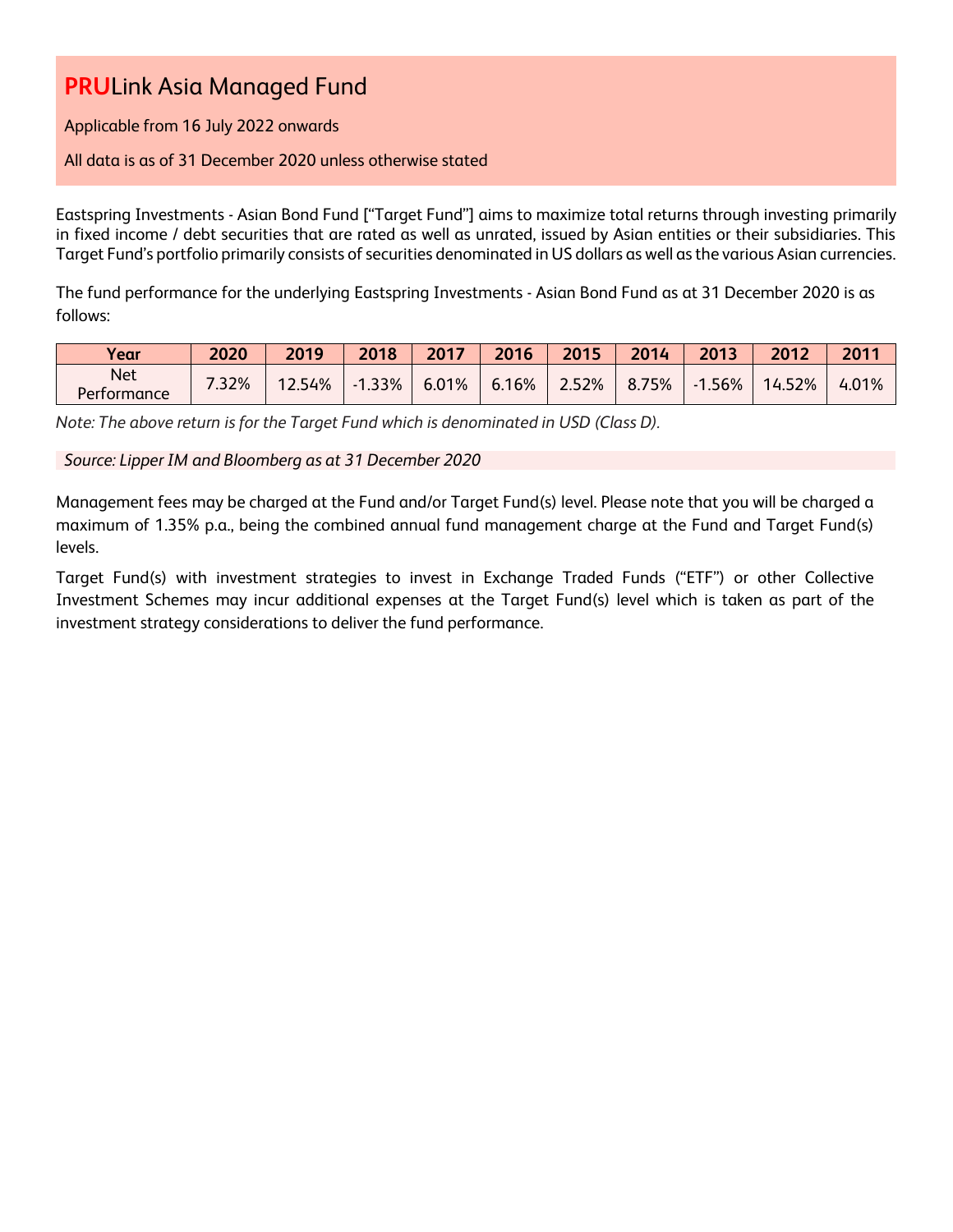# PRULink Asia Managed Fund

Applicable from 16 July 2022 onwards

All data is as of 31 December 2020 unless otherwise stated

Eastspring Investments - Asian Bond Fund ["Target Fund"] aims to maximize total returns through investing primarily in fixed income / debt securities that are rated as well as unrated, issued by Asian entities or their subsidiaries. This Target Fund's portfolio primarily consists of securities denominated in US dollars as well as the various Asian currencies.

The fund performance for the underlying Eastspring Investments - Asian Bond Fund as at 31 December 2020 is as follows:

| Year | 2020 | 2019 | 2018 | 2017 | 2016 | 2015 | 2014 | 2013 | 2012 | 2011 |
|---|---|---|---|---|---|---|---|---|---|---|
| Net Performance | 7.32% | 12.54% | -1.33% | 6.01% | 6.16% | 2.52% | 8.75% | -1.56% | 14.52% | 4.01% |

*Note: The above return is for the Target Fund which is denominated in USD (Class D).*

*Source: Lipper IM and Bloomberg as at 31 December 2020*

Management fees may be charged at the Fund and/or Target Fund(s) level. Please note that you will be charged a maximum of 1.35% p.a., being the combined annual fund management charge at the Fund and Target Fund(s) levels.

Target Fund(s) with investment strategies to invest in Exchange Traded Funds ("ETF") or other Collective Investment Schemes may incur additional expenses at the Target Fund(s) level which is taken as part of the investment strategy considerations to deliver the fund performance.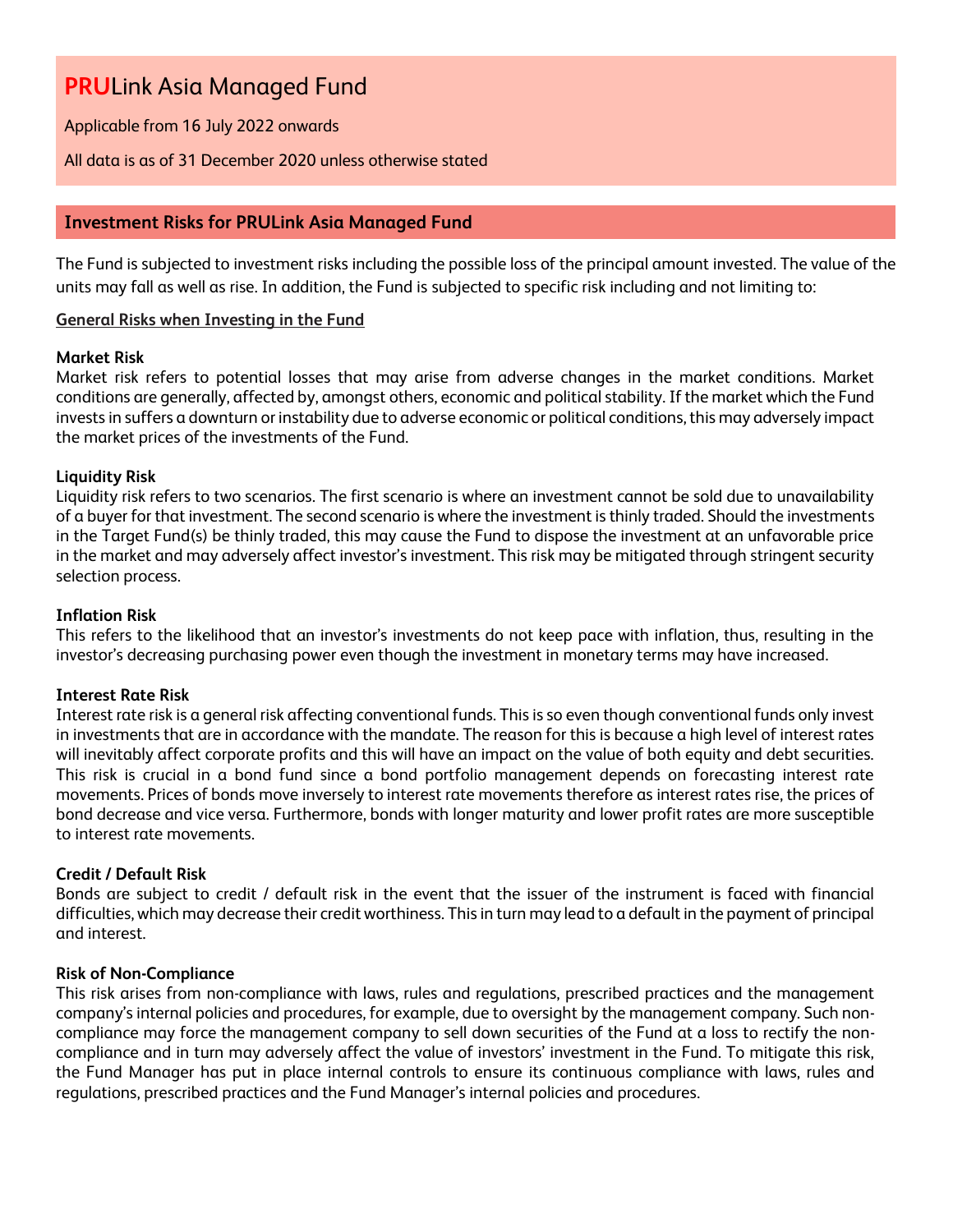# **PRU**Link Asia Managed Fund

Applicable from 16 July 2022 onwards

All data is as of 31 December 2020 unless otherwise stated

## Investment Risks for PRULink Asia Managed Fund

The Fund is subjected to investment risks including the possible loss of the principal amount invested. The value of the units may fall as well as rise. In addition, the Fund is subjected to specific risk including and not limiting to:

**General Risks when Investing in the Fund**

**Market Risk**

Market risk refers to potential losses that may arise from adverse changes in the market conditions. Market conditions are generally, affected by, amongst others, economic and political stability. If the market which the Fund invests in suffers a downturn or instability due to adverse economic or political conditions, this may adversely impact the market prices of the investments of the Fund.

**Liquidity Risk**

Liquidity risk refers to two scenarios. The first scenario is where an investment cannot be sold due to unavailability of a buyer for that investment. The second scenario is where the investment is thinly traded. Should the investments in the Target Fund(s) be thinly traded, this may cause the Fund to dispose the investment at an unfavorable price in the market and may adversely affect investor's investment. This risk may be mitigated through stringent security selection process.

**Inflation Risk**

This refers to the likelihood that an investor's investments do not keep pace with inflation, thus, resulting in the investor's decreasing purchasing power even though the investment in monetary terms may have increased.

**Interest Rate Risk**

Interest rate risk is a general risk affecting conventional funds. This is so even though conventional funds only invest in investments that are in accordance with the mandate. The reason for this is because a high level of interest rates will inevitably affect corporate profits and this will have an impact on the value of both equity and debt securities. This risk is crucial in a bond fund since a bond portfolio management depends on forecasting interest rate movements. Prices of bonds move inversely to interest rate movements therefore as interest rates rise, the prices of bond decrease and vice versa. Furthermore, bonds with longer maturity and lower profit rates are more susceptible to interest rate movements.

**Credit / Default Risk**

Bonds are subject to credit / default risk in the event that the issuer of the instrument is faced with financial difficulties, which may decrease their credit worthiness. This in turn may lead to a default in the payment of principal and interest.

**Risk of Non-Compliance**

This risk arises from non-compliance with laws, rules and regulations, prescribed practices and the management company's internal policies and procedures, for example, due to oversight by the management company. Such non-compliance may force the management company to sell down securities of the Fund at a loss to rectify the non-compliance and in turn may adversely affect the value of investors' investment in the Fund. To mitigate this risk, the Fund Manager has put in place internal controls to ensure its continuous compliance with laws, rules and regulations, prescribed practices and the Fund Manager's internal policies and procedures.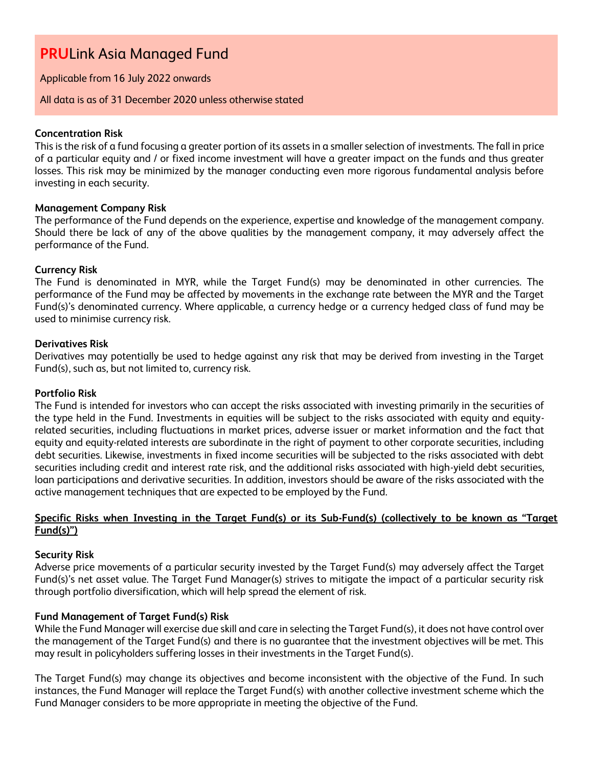# **PRU**Link Asia Managed Fund

Applicable from 16 July 2022 onwards

All data is as of 31 December 2020 unless otherwise stated

**Concentration Risk**

This is the risk of a fund focusing a greater portion of its assets in a smaller selection of investments. The fall in price of a particular equity and / or fixed income investment will have a greater impact on the funds and thus greater losses. This risk may be minimized by the manager conducting even more rigorous fundamental analysis before investing in each security.

**Management Company Risk**

The performance of the Fund depends on the experience, expertise and knowledge of the management company. Should there be lack of any of the above qualities by the management company, it may adversely affect the performance of the Fund.

**Currency Risk**

The Fund is denominated in MYR, while the Target Fund(s) may be denominated in other currencies. The performance of the Fund may be affected by movements in the exchange rate between the MYR and the Target Fund(s)'s denominated currency. Where applicable, a currency hedge or a currency hedged class of fund may be used to minimise currency risk.

**Derivatives Risk**

Derivatives may potentially be used to hedge against any risk that may be derived from investing in the Target Fund(s), such as, but not limited to, currency risk.

**Portfolio Risk**

The Fund is intended for investors who can accept the risks associated with investing primarily in the securities of the type held in the Fund. Investments in equities will be subject to the risks associated with equity and equity-related securities, including fluctuations in market prices, adverse issuer or market information and the fact that equity and equity-related interests are subordinate in the right of payment to other corporate securities, including debt securities. Likewise, investments in fixed income securities will be subjected to the risks associated with debt securities including credit and interest rate risk, and the additional risks associated with high-yield debt securities, loan participations and derivative securities. In addition, investors should be aware of the risks associated with the active management techniques that are expected to be employed by the Fund.

**Specific Risks when Investing in the Target Fund(s) or its Sub-Fund(s) (collectively to be known as "Target Fund(s)")**

**Security Risk**

Adverse price movements of a particular security invested by the Target Fund(s) may adversely affect the Target Fund(s)'s net asset value. The Target Fund Manager(s) strives to mitigate the impact of a particular security risk through portfolio diversification, which will help spread the element of risk.

**Fund Management of Target Fund(s) Risk**

While the Fund Manager will exercise due skill and care in selecting the Target Fund(s), it does not have control over the management of the Target Fund(s) and there is no guarantee that the investment objectives will be met. This may result in policyholders suffering losses in their investments in the Target Fund(s).

The Target Fund(s) may change its objectives and become inconsistent with the objective of the Fund. In such instances, the Fund Manager will replace the Target Fund(s) with another collective investment scheme which the Fund Manager considers to be more appropriate in meeting the objective of the Fund.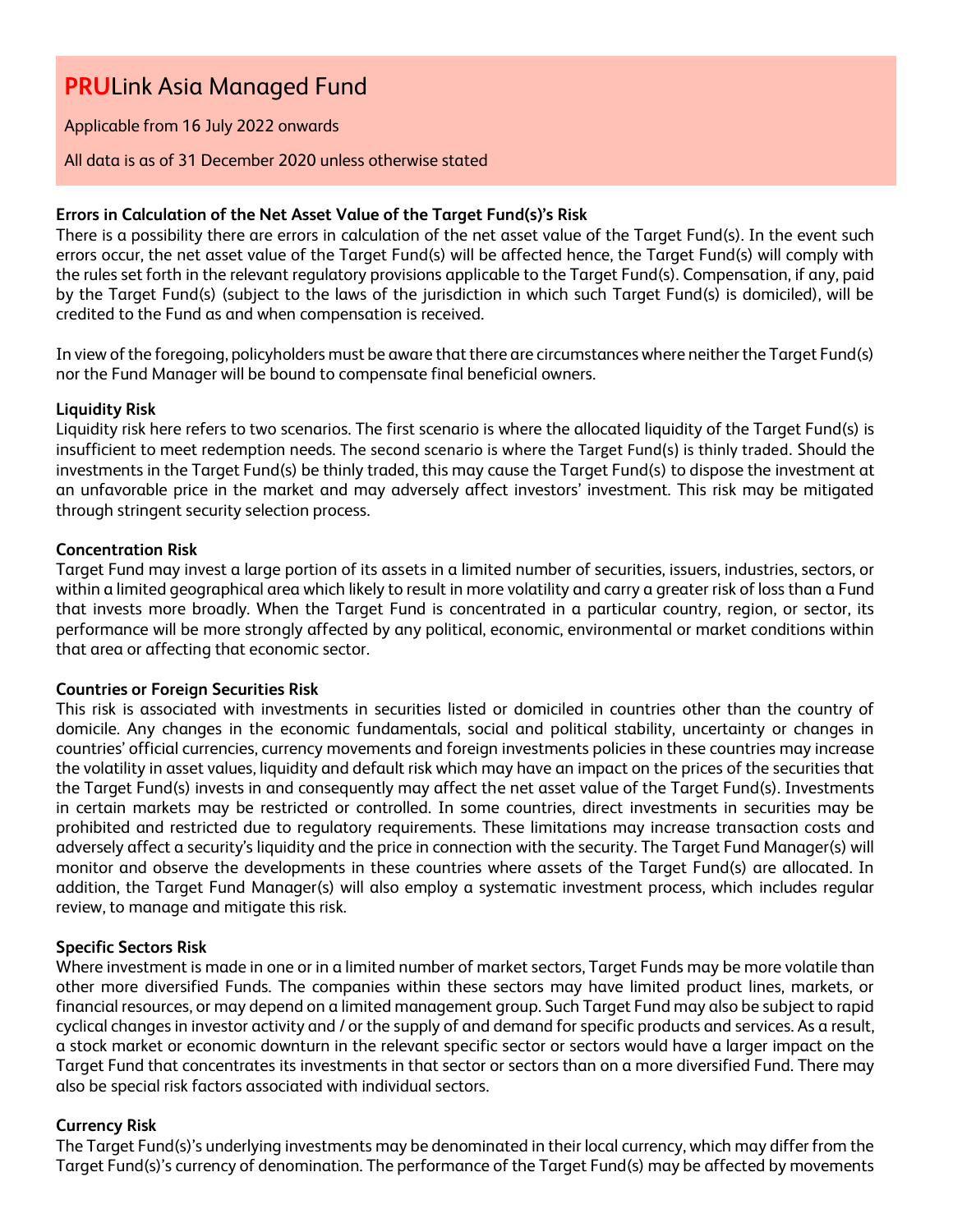# **PRU**Link Asia Managed Fund

Applicable from 16 July 2022 onwards

All data is as of 31 December 2020 unless otherwise stated

**Errors in Calculation of the Net Asset Value of the Target Fund(s)'s Risk**

There is a possibility there are errors in calculation of the net asset value of the Target Fund(s). In the event such errors occur, the net asset value of the Target Fund(s) will be affected hence, the Target Fund(s) will comply with the rules set forth in the relevant regulatory provisions applicable to the Target Fund(s). Compensation, if any, paid by the Target Fund(s) (subject to the laws of the jurisdiction in which such Target Fund(s) is domiciled), will be credited to the Fund as and when compensation is received.

In view of the foregoing, policyholders must be aware that there are circumstances where neither the Target Fund(s) nor the Fund Manager will be bound to compensate final beneficial owners.

**Liquidity Risk**

Liquidity risk here refers to two scenarios. The first scenario is where the allocated liquidity of the Target Fund(s) is insufficient to meet redemption needs. The second scenario is where the Target Fund(s) is thinly traded. Should the investments in the Target Fund(s) be thinly traded, this may cause the Target Fund(s) to dispose the investment at an unfavorable price in the market and may adversely affect investors' investment. This risk may be mitigated through stringent security selection process.

**Concentration Risk**

Target Fund may invest a large portion of its assets in a limited number of securities, issuers, industries, sectors, or within a limited geographical area which likely to result in more volatility and carry a greater risk of loss than a Fund that invests more broadly. When the Target Fund is concentrated in a particular country, region, or sector, its performance will be more strongly affected by any political, economic, environmental or market conditions within that area or affecting that economic sector.

**Countries or Foreign Securities Risk**

This risk is associated with investments in securities listed or domiciled in countries other than the country of domicile. Any changes in the economic fundamentals, social and political stability, uncertainty or changes in countries' official currencies, currency movements and foreign investments policies in these countries may increase the volatility in asset values, liquidity and default risk which may have an impact on the prices of the securities that the Target Fund(s) invests in and consequently may affect the net asset value of the Target Fund(s). Investments in certain markets may be restricted or controlled. In some countries, direct investments in securities may be prohibited and restricted due to regulatory requirements. These limitations may increase transaction costs and adversely affect a security's liquidity and the price in connection with the security. The Target Fund Manager(s) will monitor and observe the developments in these countries where assets of the Target Fund(s) are allocated. In addition, the Target Fund Manager(s) will also employ a systematic investment process, which includes regular review, to manage and mitigate this risk.

**Specific Sectors Risk**

Where investment is made in one or in a limited number of market sectors, Target Funds may be more volatile than other more diversified Funds. The companies within these sectors may have limited product lines, markets, or financial resources, or may depend on a limited management group. Such Target Fund may also be subject to rapid cyclical changes in investor activity and / or the supply of and demand for specific products and services. As a result, a stock market or economic downturn in the relevant specific sector or sectors would have a larger impact on the Target Fund that concentrates its investments in that sector or sectors than on a more diversified Fund. There may also be special risk factors associated with individual sectors.

**Currency Risk**

The Target Fund(s)'s underlying investments may be denominated in their local currency, which may differ from the Target Fund(s)'s currency of denomination. The performance of the Target Fund(s) may be affected by movements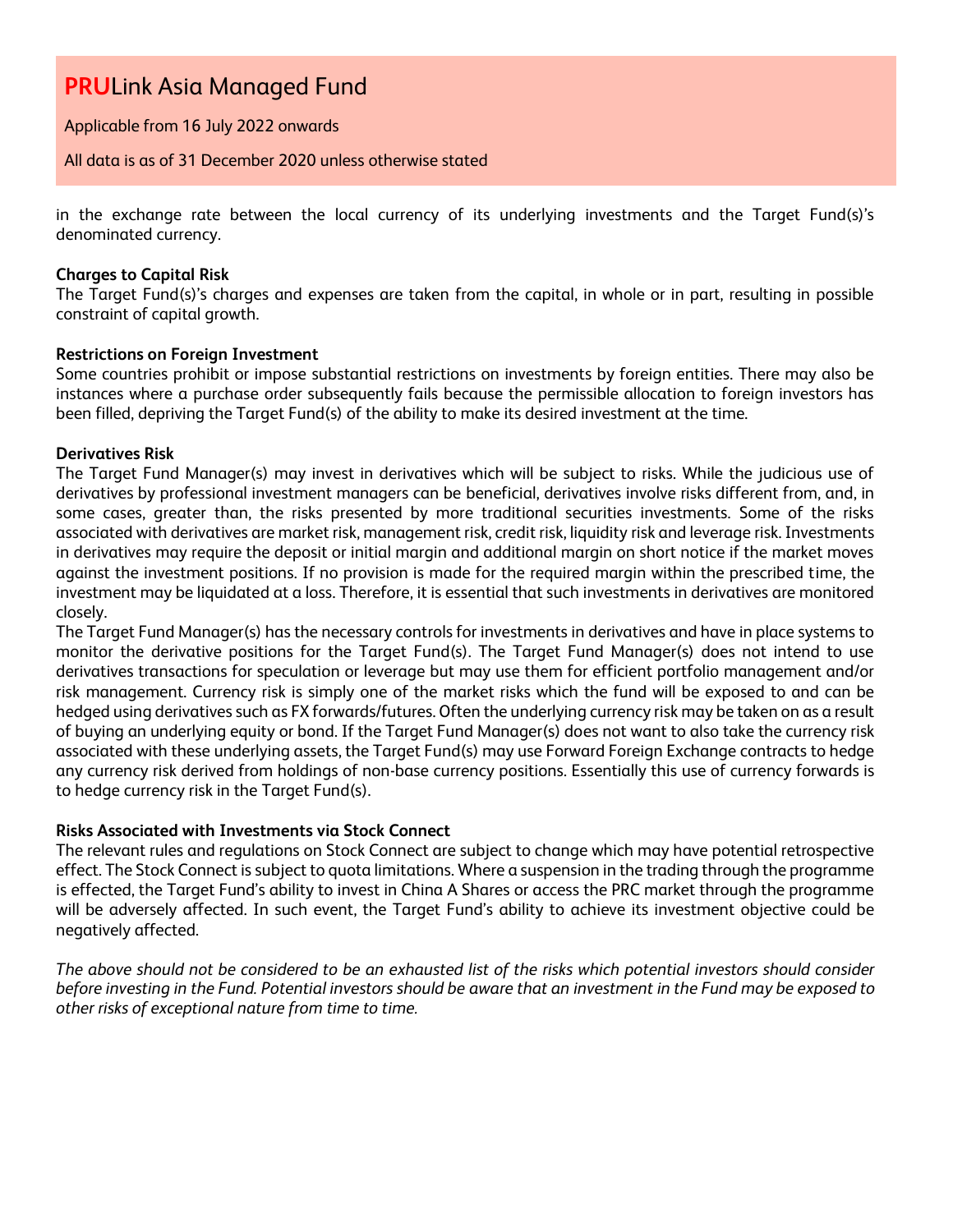in the exchange rate between the local currency of its underlying investments and the Target Fund(s)'s denominated currency.

**Charges to Capital Risk**

The Target Fund(s)'s charges and expenses are taken from the capital, in whole or in part, resulting in possible constraint of capital growth.

**Restrictions on Foreign Investment**

Some countries prohibit or impose substantial restrictions on investments by foreign entities. There may also be instances where a purchase order subsequently fails because the permissible allocation to foreign investors has been filled, depriving the Target Fund(s) of the ability to make its desired investment at the time.

**Derivatives Risk**

The Target Fund Manager(s) may invest in derivatives which will be subject to risks. While the judicious use of derivatives by professional investment managers can be beneficial, derivatives involve risks different from, and, in some cases, greater than, the risks presented by more traditional securities investments. Some of the risks associated with derivatives are market risk, management risk, credit risk, liquidity risk and leverage risk. Investments in derivatives may require the deposit or initial margin and additional margin on short notice if the market moves against the investment positions. If no provision is made for the required margin within the prescribed time, the investment may be liquidated at a loss. Therefore, it is essential that such investments in derivatives are monitored closely.

The Target Fund Manager(s) has the necessary controls for investments in derivatives and have in place systems to monitor the derivative positions for the Target Fund(s). The Target Fund Manager(s) does not intend to use derivatives transactions for speculation or leverage but may use them for efficient portfolio management and/or risk management. Currency risk is simply one of the market risks which the fund will be exposed to and can be hedged using derivatives such as FX forwards/futures. Often the underlying currency risk may be taken on as a result of buying an underlying equity or bond. If the Target Fund Manager(s) does not want to also take the currency risk associated with these underlying assets, the Target Fund(s) may use Forward Foreign Exchange contracts to hedge any currency risk derived from holdings of non-base currency positions. Essentially this use of currency forwards is to hedge currency risk in the Target Fund(s).

**Risks Associated with Investments via Stock Connect**

The relevant rules and regulations on Stock Connect are subject to change which may have potential retrospective effect. The Stock Connect is subject to quota limitations. Where a suspension in the trading through the programme is effected, the Target Fund's ability to invest in China A Shares or access the PRC market through the programme will be adversely affected. In such event, the Target Fund's ability to achieve its investment objective could be negatively affected.

*The above should not be considered to be an exhausted list of the risks which potential investors should consider before investing in the Fund. Potential investors should be aware that an investment in the Fund may be exposed to other risks of exceptional nature from time to time.*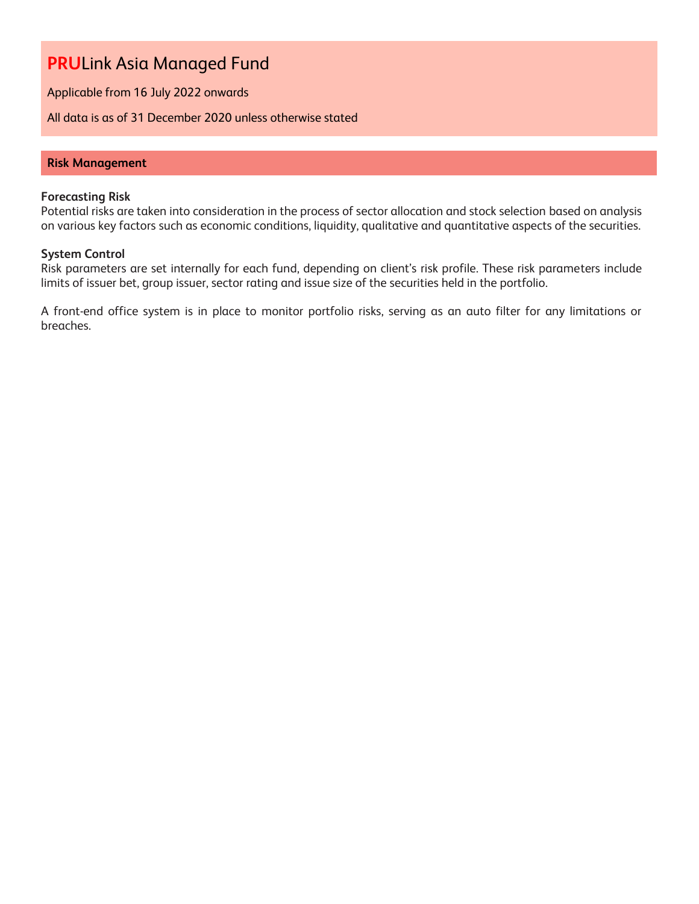# **PRU**Link Asia Managed Fund

Applicable from 16 July 2022 onwards

All data is as of 31 December 2020 unless otherwise stated

## Risk Management

**Forecasting Risk**

Potential risks are taken into consideration in the process of sector allocation and stock selection based on analysis on various key factors such as economic conditions, liquidity, qualitative and quantitative aspects of the securities.

**System Control**

Risk parameters are set internally for each fund, depending on client's risk profile. These risk parameters include limits of issuer bet, group issuer, sector rating and issue size of the securities held in the portfolio.

A front-end office system is in place to monitor portfolio risks, serving as an auto filter for any limitations or breaches.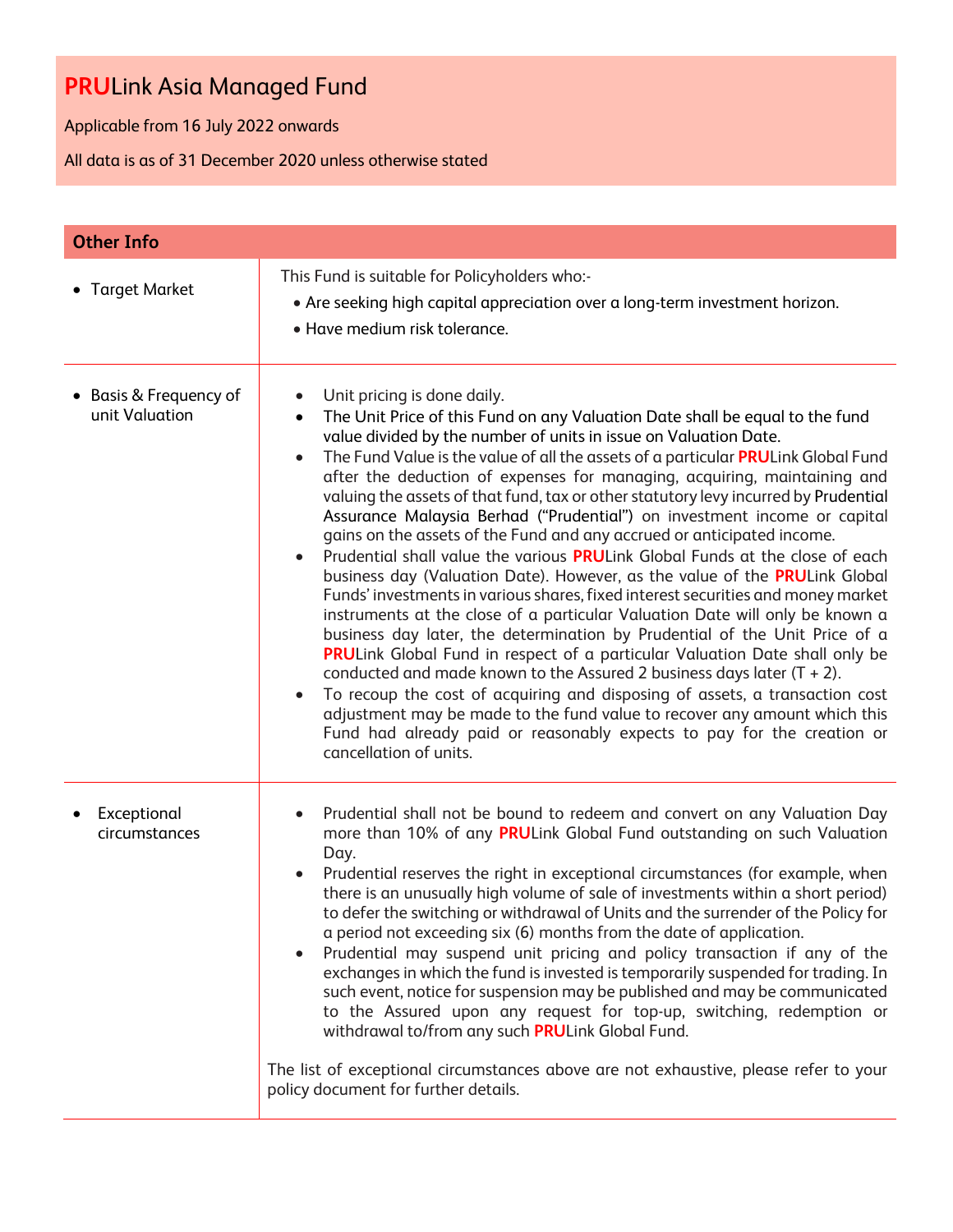# **PRU**Link Asia Managed Fund

Applicable from 16 July 2022 onwards

All data is as of 31 December 2020 unless otherwise stated

## Other Info

| | |
|---|---|
| • Target Market | This Fund is suitable for Policyholders who:-<br>• Are seeking high capital appreciation over a long-term investment horizon.<br>• Have medium risk tolerance. |
| • Basis & Frequency of unit Valuation | • Unit pricing is done daily.<br>• The Unit Price of this Fund on any Valuation Date shall be equal to the fund value divided by the number of units in issue on Valuation Date.<br>• The Fund Value is the value of all the assets of a particular **PRU**Link Global Fund after the deduction of expenses for managing, acquiring, maintaining and valuing the assets of that fund, tax or other statutory levy incurred by Prudential Assurance Malaysia Berhad ("Prudential") on investment income or capital gains on the assets of the Fund and any accrued or anticipated income.<br>• Prudential shall value the various **PRU**Link Global Funds at the close of each business day (Valuation Date). However, as the value of the **PRU**Link Global Funds' investments in various shares, fixed interest securities and money market instruments at the close of a particular Valuation Date will only be known a business day later, the determination by Prudential of the Unit Price of a **PRU**Link Global Fund in respect of a particular Valuation Date shall only be conducted and made known to the Assured 2 business days later (T + 2).<br>• To recoup the cost of acquiring and disposing of assets, a transaction cost adjustment may be made to the fund value to recover any amount which this Fund had already paid or reasonably expects to pay for the creation or cancellation of units. |
| • Exceptional circumstances | • Prudential shall not be bound to redeem and convert on any Valuation Day more than 10% of any **PRU**Link Global Fund outstanding on such Valuation Day.<br>• Prudential reserves the right in exceptional circumstances (for example, when there is an unusually high volume of sale of investments within a short period) to defer the switching or withdrawal of Units and the surrender of the Policy for a period not exceeding six (6) months from the date of application.<br>• Prudential may suspend unit pricing and policy transaction if any of the exchanges in which the fund is invested is temporarily suspended for trading. In such event, notice for suspension may be published and may be communicated to the Assured upon any request for top-up, switching, redemption or withdrawal to/from any such **PRU**Link Global Fund.<br><br>The list of exceptional circumstances above are not exhaustive, please refer to your policy document for further details. |